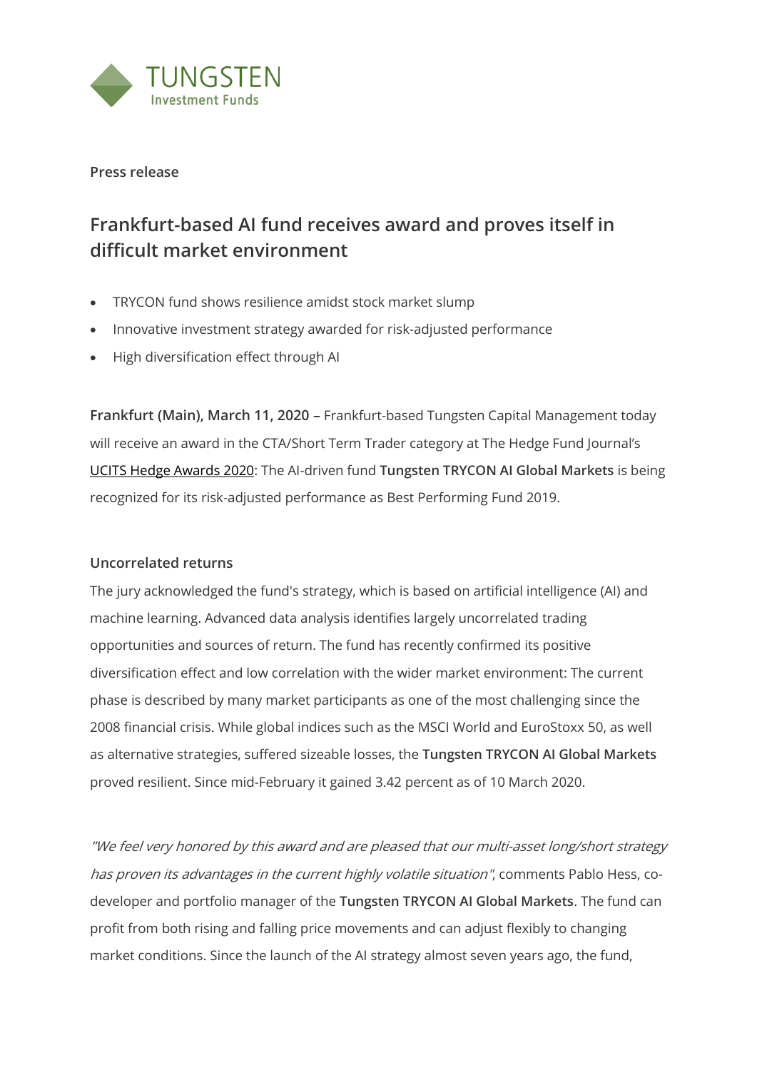TUNGSTEN
Investment Funds

**Press release**

# Frankfurt-based AI fund receives award and proves itself in difficult market environment

- TRYCON fund shows resilience amidst stock market slump
- Innovative investment strategy awarded for risk-adjusted performance
- High diversification effect through AI

**Frankfurt (Main), March 11, 2020 –** Frankfurt-based Tungsten Capital Management today will receive an award in the CTA/Short Term Trader category at The Hedge Fund Journal's UCITS Hedge Awards 2020: The AI-driven fund **Tungsten TRYCON AI Global Markets** is being recognized for its risk-adjusted performance as Best Performing Fund 2019.

## Uncorrelated returns

The jury acknowledged the fund's strategy, which is based on artificial intelligence (AI) and machine learning. Advanced data analysis identifies largely uncorrelated trading opportunities and sources of return. The fund has recently confirmed its positive diversification effect and low correlation with the wider market environment: The current phase is described by many market participants as one of the most challenging since the 2008 financial crisis. While global indices such as the MSCI World and EuroStoxx 50, as well as alternative strategies, suffered sizeable losses, the **Tungsten TRYCON AI Global Markets** proved resilient. Since mid-February it gained 3.42 percent as of 10 March 2020.

*"We feel very honored by this award and are pleased that our multi-asset long/short strategy has proven its advantages in the current highly volatile situation"*, comments Pablo Hess, co-developer and portfolio manager of the **Tungsten TRYCON AI Global Markets**. The fund can profit from both rising and falling price movements and can adjust flexibly to changing market conditions. Since the launch of the AI strategy almost seven years ago, the fund,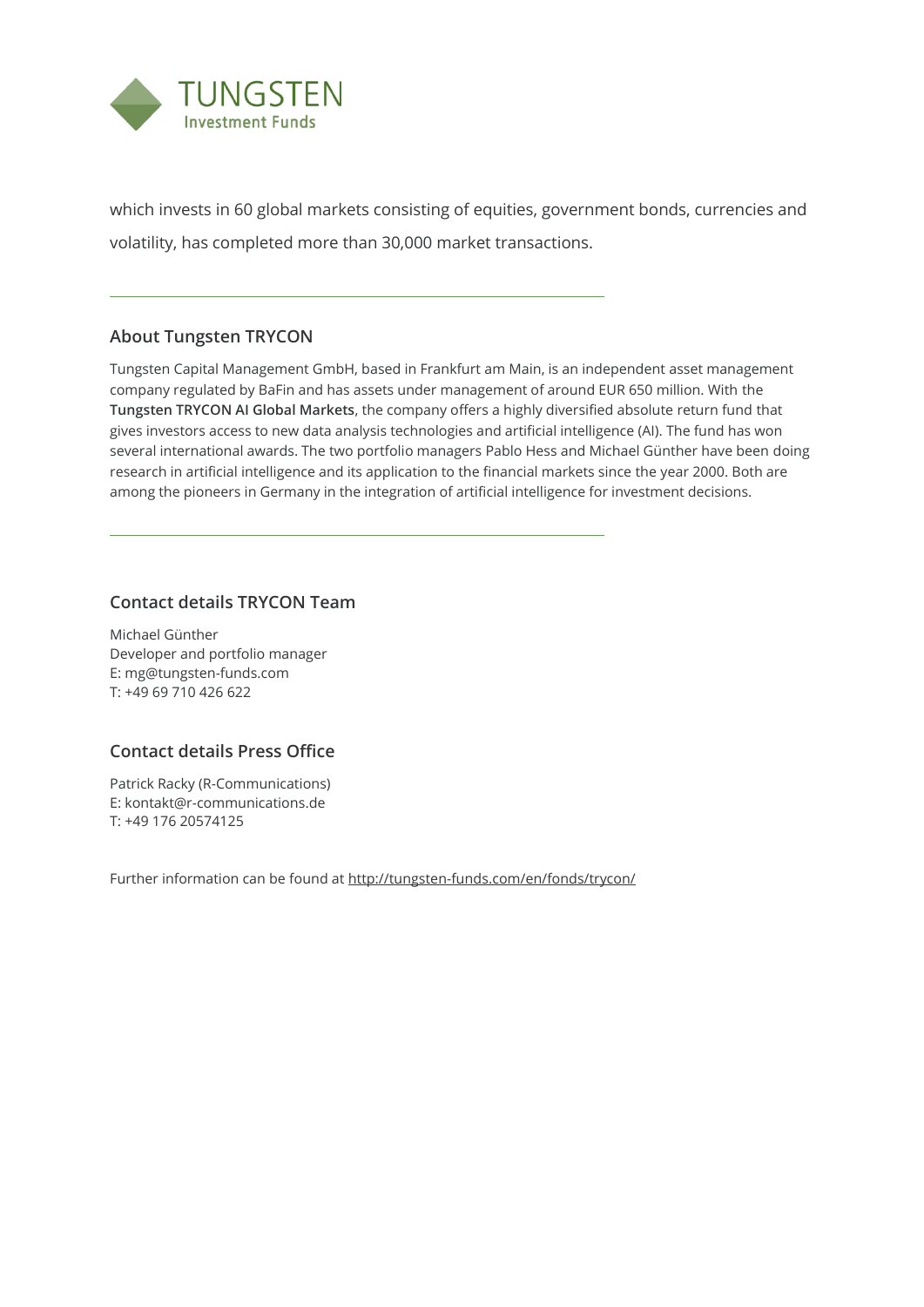which invests in 60 global markets consisting of equities, government bonds, currencies and volatility, has completed more than 30,000 market transactions.

---

### About Tungsten TRYCON

Tungsten Capital Management GmbH, based in Frankfurt am Main, is an independent asset management company regulated by BaFin and has assets under management of around EUR 650 million. With the **Tungsten TRYCON AI Global Markets**, the company offers a highly diversified absolute return fund that gives investors access to new data analysis technologies and artificial intelligence (AI). The fund has won several international awards. The two portfolio managers Pablo Hess and Michael Günther have been doing research in artificial intelligence and its application to the financial markets since the year 2000. Both are among the pioneers in Germany in the integration of artificial intelligence for investment decisions.

---

### Contact details TRYCON Team

Michael Günther
Developer and portfolio manager
E: mg@tungsten-funds.com
T: +49 69 710 426 622

### Contact details Press Office

Patrick Racky (R-Communications)
E: kontakt@r-communications.de
T: +49 176 20574125

Further information can be found at http://tungsten-funds.com/en/fonds/trycon/